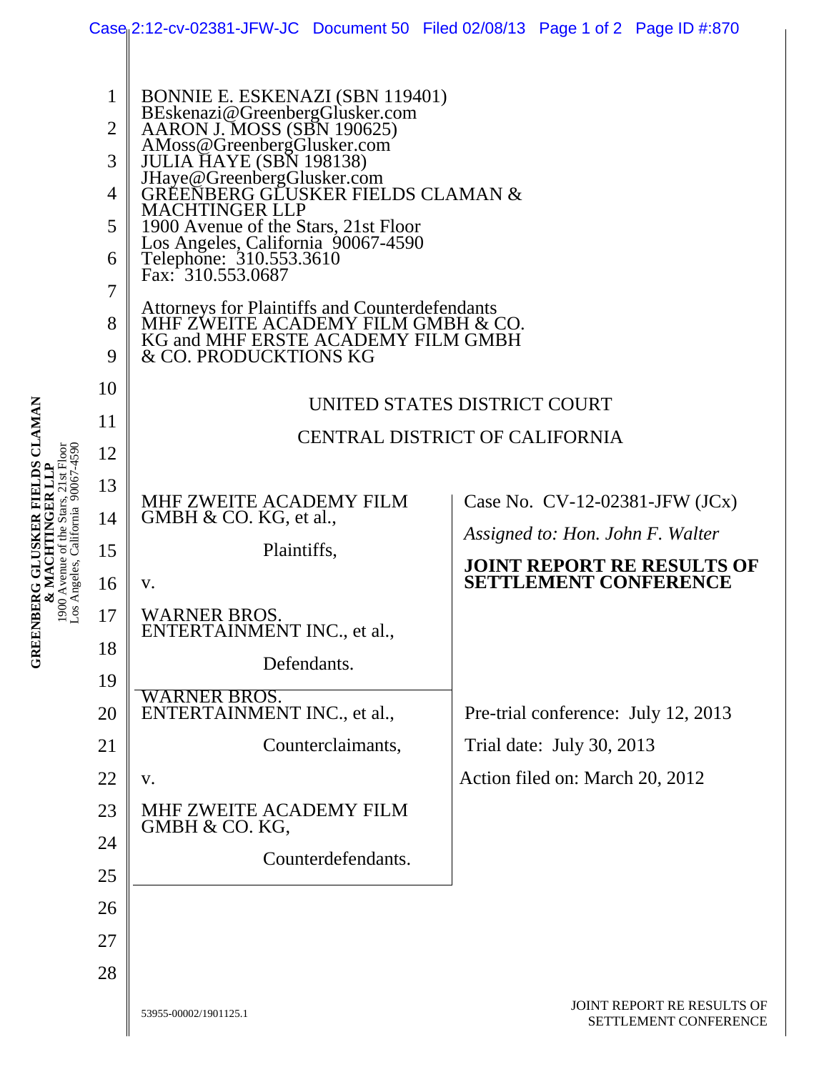BONNIE E. ESKENAZI (SBN 119401)
BEskenazi@GreenbergGlusker.com
AARON J. MOSS (SBN 190625)
AMoss@GreenbergGlusker.com
JULIA HAYE (SBN 198138)
JHaye@GreenbergGlusker.com
GREENBERG GLUSKER FIELDS CLAMAN & MACHTINGER LLP
1900 Avenue of the Stars, 21st Floor
Los Angeles, California 90067-4590
Telephone: 310.553.3610
Fax: 310.553.0687

Attorneys for Plaintiffs and Counterdefendants MHF ZWEITE ACADEMY FILM GMBH & CO. KG and MHF ERSTE ACADEMY FILM GMBH & CO. PRODUCKTIONS KG

UNITED STATES DISTRICT COURT

CENTRAL DISTRICT OF CALIFORNIA

MHF ZWEITE ACADEMY FILM GMBH & CO. KG, et al.,

Plaintiffs,

v.

WARNER BROS. ENTERTAINMENT INC., et al.,

Defendants.

WARNER BROS. ENTERTAINMENT INC., et al.,

Counterclaimants,

v.

MHF ZWEITE ACADEMY FILM GMBH & CO. KG,

Counterdefendants.

Case No. CV-12-02381-JFW (JCx)

*Assigned to: Hon. John F. Walter*

**JOINT REPORT RE RESULTS OF SETTLEMENT CONFERENCE**

Pre-trial conference: July 12, 2013

Trial date: July 30, 2013

Action filed on: March 20, 2012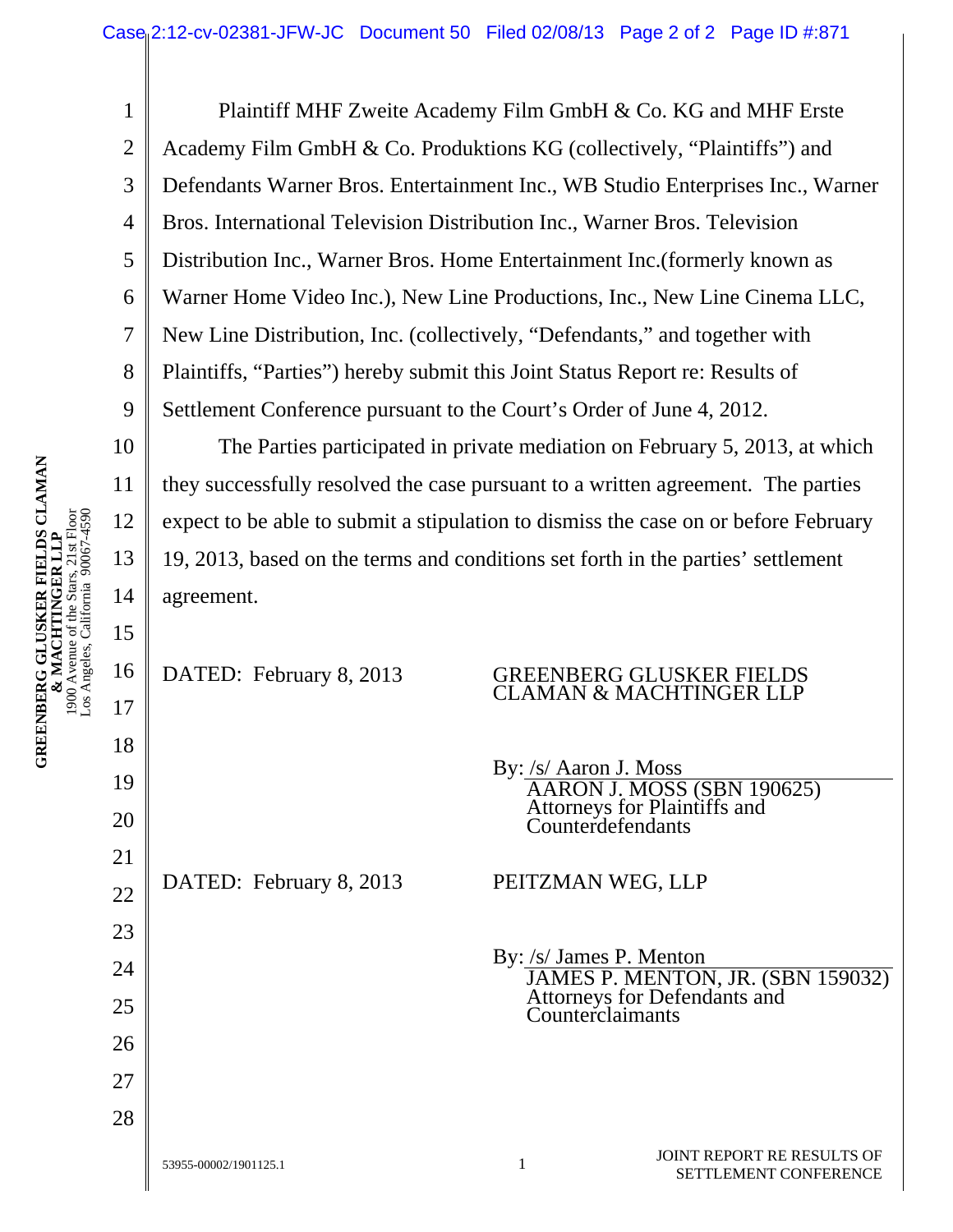Plaintiff MHF Zweite Academy Film GmbH & Co. KG and MHF Erste Academy Film GmbH & Co. Produktions KG (collectively, "Plaintiffs") and Defendants Warner Bros. Entertainment Inc., WB Studio Enterprises Inc., Warner Bros. International Television Distribution Inc., Warner Bros. Television Distribution Inc., Warner Bros. Home Entertainment Inc.(formerly known as Warner Home Video Inc.), New Line Productions, Inc., New Line Cinema LLC, New Line Distribution, Inc. (collectively, "Defendants," and together with Plaintiffs, "Parties") hereby submit this Joint Status Report re: Results of Settlement Conference pursuant to the Court's Order of June 4, 2012.

The Parties participated in private mediation on February 5, 2013, at which they successfully resolved the case pursuant to a written agreement. The parties expect to be able to submit a stipulation to dismiss the case on or before February 19, 2013, based on the terms and conditions set forth in the parties' settlement agreement.

DATED: February 8, 2013

GREENBERG GLUSKER FIELDS CLAMAN & MACHTINGER LLP

By: /s/ Aaron J. Moss
AARON J. MOSS (SBN 190625)
Attorneys for Plaintiffs and Counterdefendants

DATED: February 8, 2013

PEITZMAN WEG, LLP

By: /s/ James P. Menton
JAMES P. MENTON, JR. (SBN 159032)
Attorneys for Defendants and Counterclaimants

53955-00002/1901125.1

JOINT REPORT RE RESULTS OF SETTLEMENT CONFERENCE